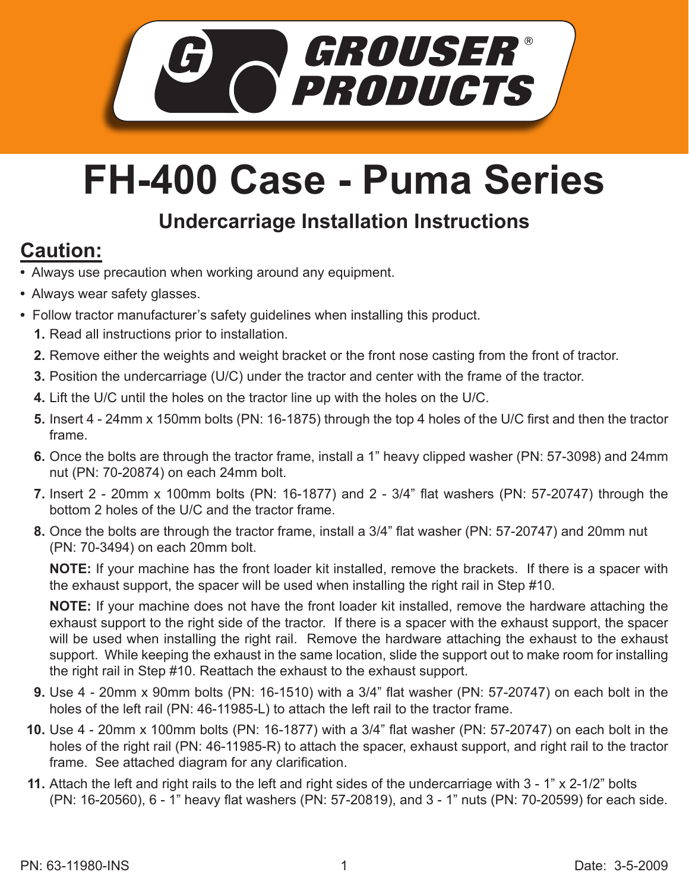# GROUSER® PRODUCTS

# FH-400 Case - Puma Series

## Undercarriage Installation Instructions

## Caution:

- Always use precaution when working around any equipment.
- Always wear safety glasses.
- Follow tractor manufacturer's safety guidelines when installing this product.

1. Read all instructions prior to installation.
2. Remove either the weights and weight bracket or the front nose casting from the front of tractor.
3. Position the undercarriage (U/C) under the tractor and center with the frame of the tractor.
4. Lift the U/C until the holes on the tractor line up with the holes on the U/C.
5. Insert 4 - 24mm x 150mm bolts (PN: 16-1875) through the top 4 holes of the U/C first and then the tractor frame.
6. Once the bolts are through the tractor frame, install a 1" heavy clipped washer (PN: 57-3098) and 24mm nut (PN: 70-20874) on each 24mm bolt.
7. Insert 2 - 20mm x 100mm bolts (PN: 16-1877) and 2 - 3/4" flat washers (PN: 57-20747) through the bottom 2 holes of the U/C and the tractor frame.
8. Once the bolts are through the tractor frame, install a 3/4" flat washer (PN: 57-20747) and 20mm nut (PN: 70-3494) on each 20mm bolt.

   **NOTE:** If your machine has the front loader kit installed, remove the brackets. If there is a spacer with the exhaust support, the spacer will be used when installing the right rail in Step #10.

   **NOTE:** If your machine does not have the front loader kit installed, remove the hardware attaching the exhaust support to the right side of the tractor. If there is a spacer with the exhaust support, the spacer will be used when installing the right rail. Remove the hardware attaching the exhaust to the exhaust support. While keeping the exhaust in the same location, slide the support out to make room for installing the right rail in Step #10. Reattach the exhaust to the exhaust support.

9. Use 4 - 20mm x 90mm bolts (PN: 16-1510) with a 3/4" flat washer (PN: 57-20747) on each bolt in the holes of the left rail (PN: 46-11985-L) to attach the left rail to the tractor frame.
10. Use 4 - 20mm x 100mm bolts (PN: 16-1877) with a 3/4" flat washer (PN: 57-20747) on each bolt in the holes of the right rail (PN: 46-11985-R) to attach the spacer, exhaust support, and right rail to the tractor frame. See attached diagram for any clarification.
11. Attach the left and right rails to the left and right sides of the undercarriage with 3 - 1" x 2-1/2" bolts (PN: 16-20560), 6 - 1" heavy flat washers (PN: 57-20819), and 3 - 1" nuts (PN: 70-20599) for each side.

PN: 63-11980-INS

Date: 3-5-2009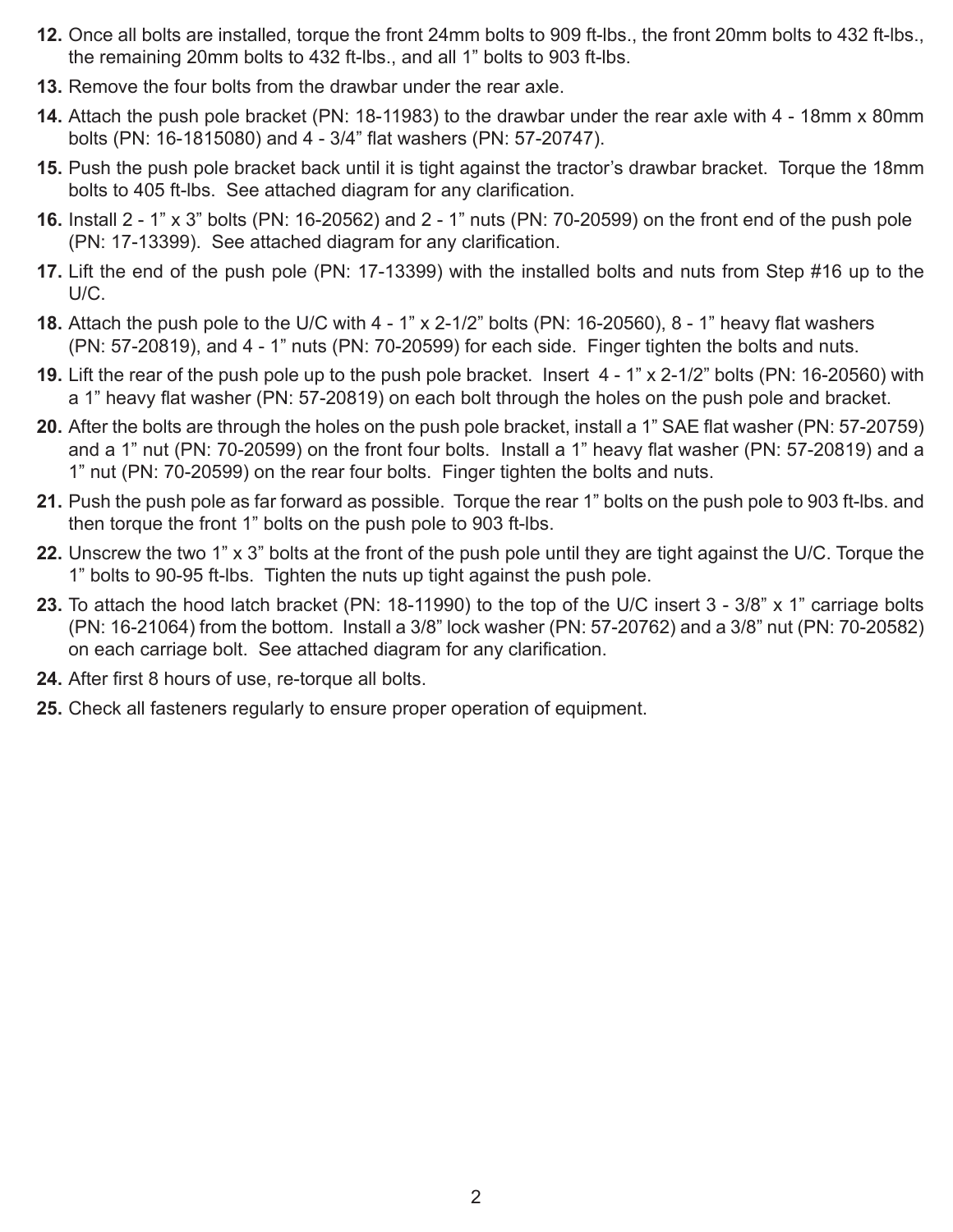12. Once all bolts are installed, torque the front 24mm bolts to 909 ft-lbs., the front 20mm bolts to 432 ft-lbs., the remaining 20mm bolts to 432 ft-lbs., and all 1” bolts to 903 ft-lbs.
13. Remove the four bolts from the drawbar under the rear axle.
14. Attach the push pole bracket (PN: 18-11983) to the drawbar under the rear axle with 4 - 18mm x 80mm bolts (PN: 16-1815080) and 4 - 3/4” flat washers (PN: 57-20747).
15. Push the push pole bracket back until it is tight against the tractor’s drawbar bracket. Torque the 18mm bolts to 405 ft-lbs. See attached diagram for any clarification.
16. Install 2 - 1” x 3” bolts (PN: 16-20562) and 2 - 1” nuts (PN: 70-20599) on the front end of the push pole (PN: 17-13399). See attached diagram for any clarification.
17. Lift the end of the push pole (PN: 17-13399) with the installed bolts and nuts from Step #16 up to the U/C.
18. Attach the push pole to the U/C with 4 - 1” x 2-1/2” bolts (PN: 16-20560), 8 - 1” heavy flat washers (PN: 57-20819), and 4 - 1” nuts (PN: 70-20599) for each side. Finger tighten the bolts and nuts.
19. Lift the rear of the push pole up to the push pole bracket. Insert 4 - 1” x 2-1/2” bolts (PN: 16-20560) with a 1” heavy flat washer (PN: 57-20819) on each bolt through the holes on the push pole and bracket.
20. After the bolts are through the holes on the push pole bracket, install a 1” SAE flat washer (PN: 57-20759) and a 1” nut (PN: 70-20599) on the front four bolts. Install a 1” heavy flat washer (PN: 57-20819) and a 1” nut (PN: 70-20599) on the rear four bolts. Finger tighten the bolts and nuts.
21. Push the push pole as far forward as possible. Torque the rear 1” bolts on the push pole to 903 ft-lbs. and then torque the front 1” bolts on the push pole to 903 ft-lbs.
22. Unscrew the two 1” x 3” bolts at the front of the push pole until they are tight against the U/C. Torque the 1” bolts to 90-95 ft-lbs. Tighten the nuts up tight against the push pole.
23. To attach the hood latch bracket (PN: 18-11990) to the top of the U/C insert 3 - 3/8” x 1” carriage bolts (PN: 16-21064) from the bottom. Install a 3/8” lock washer (PN: 57-20762) and a 3/8” nut (PN: 70-20582) on each carriage bolt. See attached diagram for any clarification.
24. After first 8 hours of use, re-torque all bolts.
25. Check all fasteners regularly to ensure proper operation of equipment.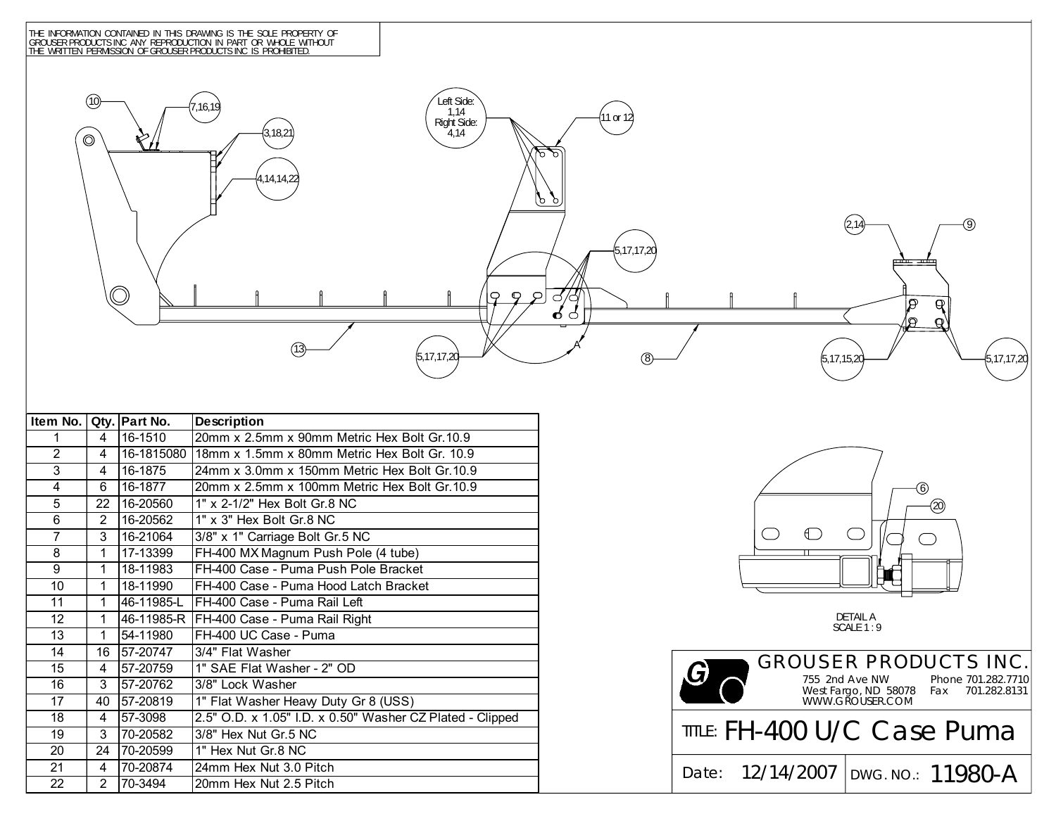THE INFORMATION CONTAINED IN THIS DRAWING IS THE SOLE PROPERTY OF GROUSER PRODUCTS INC ANY REPRODUCTION IN PART OR WHOLE WITHOUT THE WRITTEN PERMISSION OF GROUSER PRODUCTS INC IS PROHIBITED.

10
7,16,19
3,18,21
4,14,14,22
Left Side: 1,14
Right Side: 4,14
11 or 12
5,17,17,20
2,14
9
13
5,17,17,20
A
8
5,17,15,20
5,17,17,20

| Item No. | Qty. | Part No. | Description |
|---|---|---|---|
| 1 | 4 | 16-1510 | 20mm x 2.5mm x 90mm Metric Hex Bolt Gr.10.9 |
| 2 | 4 | 16-1815080 | 18mm x 1.5mm x 80mm Metric Hex Bolt Gr. 10.9 |
| 3 | 4 | 16-1875 | 24mm x 3.0mm x 150mm Metric Hex Bolt Gr.10.9 |
| 4 | 6 | 16-1877 | 20mm x 2.5mm x 100mm Metric Hex Bolt Gr.10.9 |
| 5 | 22 | 16-20560 | 1" x 2-1/2" Hex Bolt Gr.8 NC |
| 6 | 2 | 16-20562 | 1" x 3" Hex Bolt Gr.8 NC |
| 7 | 3 | 16-21064 | 3/8" x 1" Carriage Bolt Gr.5 NC |
| 8 | 1 | 17-13399 | FH-400 MX Magnum Push Pole (4 tube) |
| 9 | 1 | 18-11983 | FH-400 Case - Puma Push Pole Bracket |
| 10 | 1 | 18-11990 | FH-400 Case - Puma Hood Latch Bracket |
| 11 | 1 | 46-11985-L | FH-400 Case - Puma Rail Left |
| 12 | 1 | 46-11985-R | FH-400 Case - Puma Rail Right |
| 13 | 1 | 54-11980 | FH-400 UC Case - Puma |
| 14 | 16 | 57-20747 | 3/4" Flat Washer |
| 15 | 4 | 57-20759 | 1" SAE Flat Washer - 2" OD |
| 16 | 3 | 57-20762 | 3/8" Lock Washer |
| 17 | 40 | 57-20819 | 1" Flat Washer Heavy Duty Gr 8 (USS) |
| 18 | 4 | 57-3098 | 2.5" O.D. x 1.05" I.D. x 0.50" Washer CZ Plated - Clipped |
| 19 | 3 | 70-20582 | 3/8" Hex Nut Gr.5 NC |
| 20 | 24 | 70-20599 | 1" Hex Nut Gr.8 NC |
| 21 | 4 | 70-20874 | 24mm Hex Nut 3.0 Pitch |
| 22 | 2 | 70-3494 | 20mm Hex Nut 2.5 Pitch |

6
20

DETAIL A
SCALE 1 : 9

GROUSER PRODUCTS INC.
755 2nd Ave NW
West Fargo, ND 58078
WWW.GROUSER.COM
Phone 701.282.7710
Fax 701.282.8131

TITLE: FH-400 U/C Case Puma

Date: 12/14/2007

DWG. NO.: 11980-A